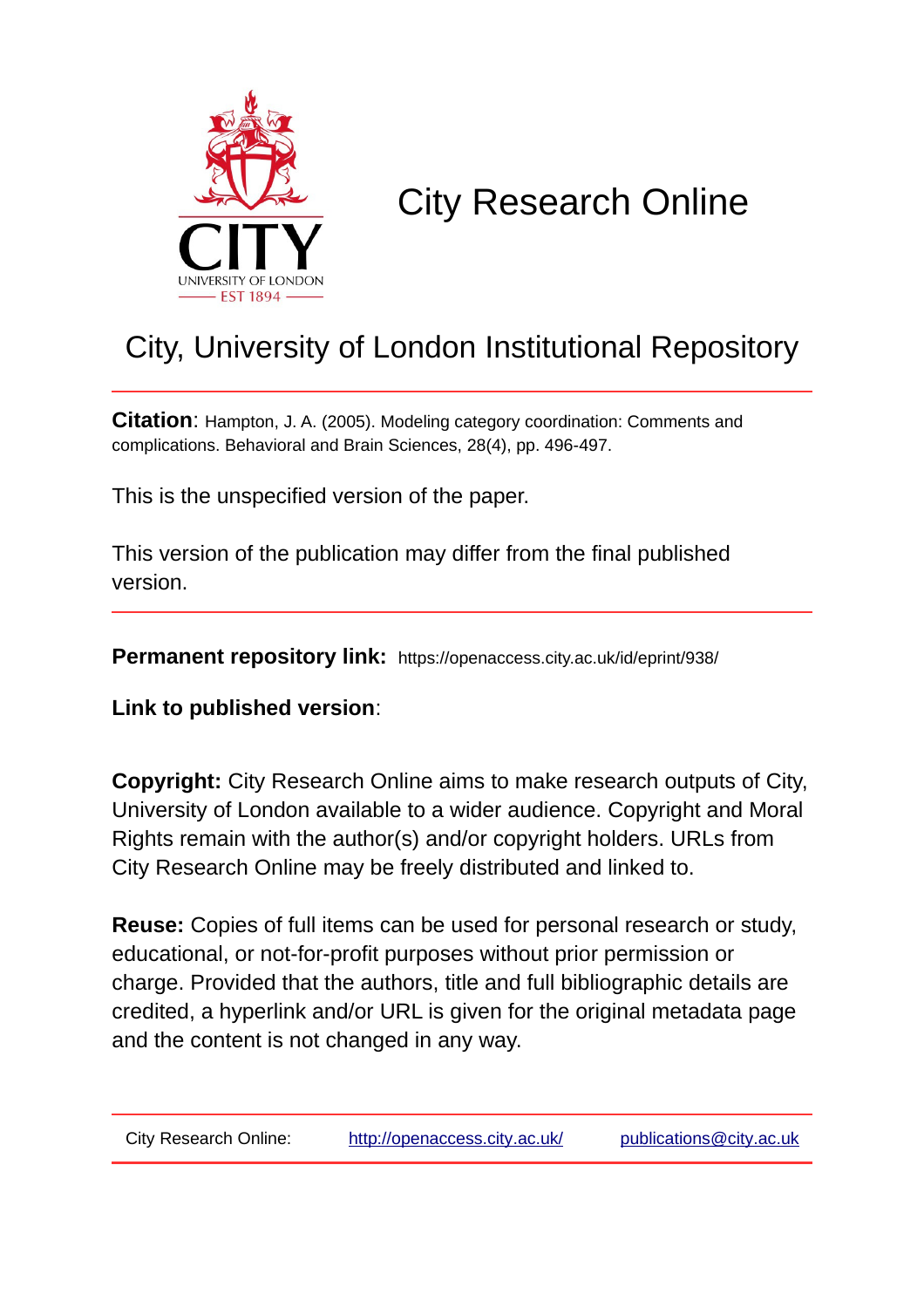# City Research Online

## City, University of London Institutional Repository

**Citation**: Hampton, J. A. (2005). Modeling category coordination: Comments and complications. Behavioral and Brain Sciences, 28(4), pp. 496-497.

This is the unspecified version of the paper.

This version of the publication may differ from the final published version.

**Permanent repository link:** https://openaccess.city.ac.uk/id/eprint/938/

**Link to published version**:

**Copyright:** City Research Online aims to make research outputs of City, University of London available to a wider audience. Copyright and Moral Rights remain with the author(s) and/or copyright holders. URLs from City Research Online may be freely distributed and linked to.

**Reuse:** Copies of full items can be used for personal research or study, educational, or not-for-profit purposes without prior permission or charge. Provided that the authors, title and full bibliographic details are credited, a hyperlink and/or URL is given for the original metadata page and the content is not changed in any way.

City Research Online: http://openaccess.city.ac.uk/ publications@city.ac.uk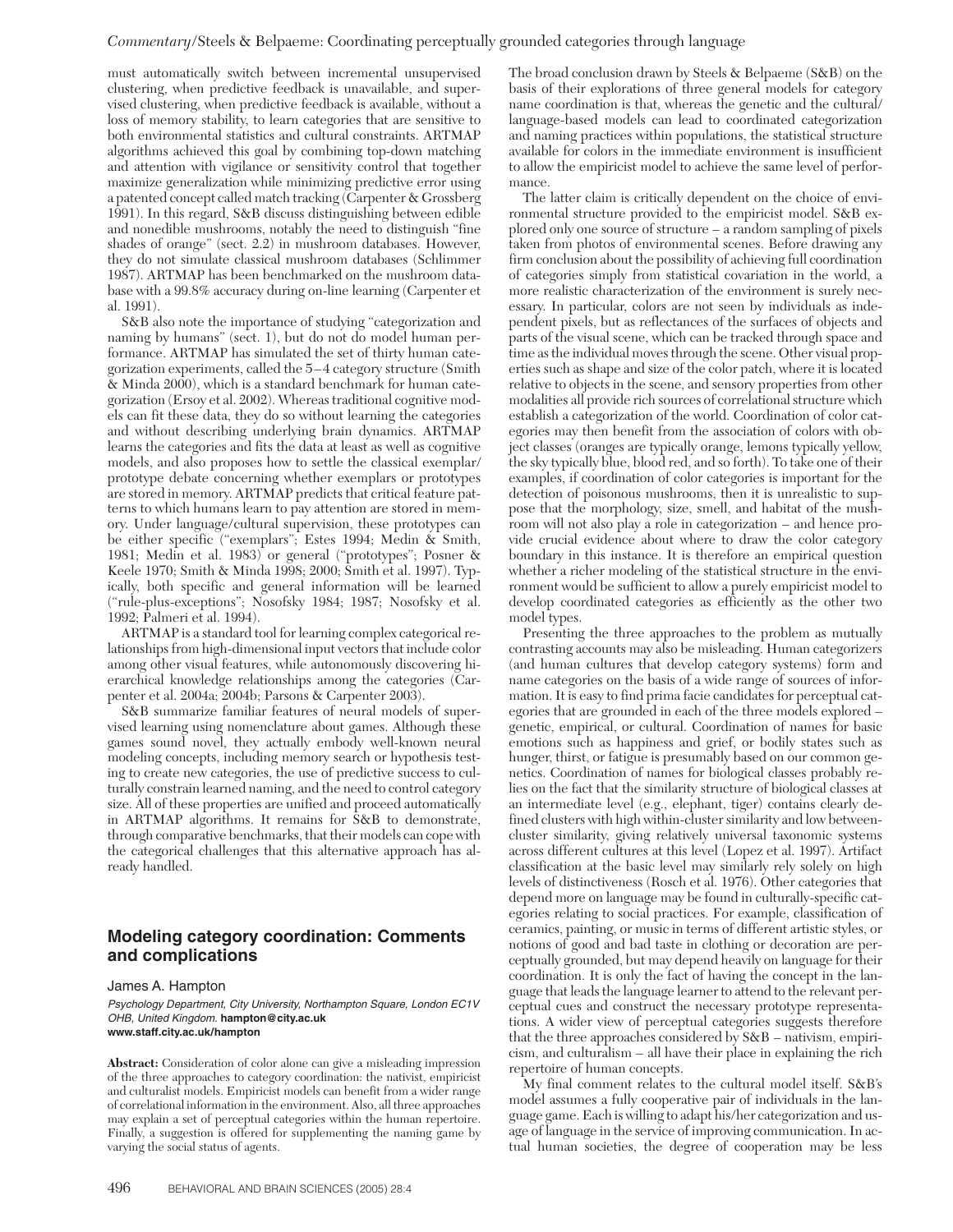must automatically switch between incremental unsupervised clustering, when predictive feedback is unavailable, and supervised clustering, when predictive feedback is available, without a loss of memory stability, to learn categories that are sensitive to both environmental statistics and cultural constraints. ARTMAP algorithms achieved this goal by combining top-down matching and attention with vigilance or sensitivity control that together maximize generalization while minimizing predictive error using a patented concept called match tracking (Carpenter & Grossberg 1991). In this regard, S&B discuss distinguishing between edible and nonedible mushrooms, notably the need to distinguish "fine shades of orange" (sect. 2.2) in mushroom databases. However, they do not simulate classical mushroom databases (Schlimmer 1987). ARTMAP has been benchmarked on the mushroom database with a 99.8% accuracy during on-line learning (Carpenter et al. 1991).

S&B also note the importance of studying "categorization and naming by humans" (sect. 1), but do not do model human performance. ARTMAP has simulated the set of thirty human categorization experiments, called the 5–4 category structure (Smith & Minda 2000), which is a standard benchmark for human categorization (Ersoy et al. 2002). Whereas traditional cognitive models can fit these data, they do so without learning the categories and without describing underlying brain dynamics. ARTMAP learns the categories and fits the data at least as well as cognitive models, and also proposes how to settle the classical exemplar/prototype debate concerning whether exemplars or prototypes are stored in memory. ARTMAP predicts that critical feature patterns to which humans learn to pay attention are stored in memory. Under language/cultural supervision, these prototypes can be either specific ("exemplars"; Estes 1994; Medin & Smith, 1981; Medin et al. 1983) or general ("prototypes"; Posner & Keele 1970; Smith & Minda 1998; 2000; Smith et al. 1997). Typically, both specific and general information will be learned ("rule-plus-exceptions"; Nosofsky 1984; 1987; Nosofsky et al. 1992; Palmeri et al. 1994).

ARTMAP is a standard tool for learning complex categorical relationships from high-dimensional input vectors that include color among other visual features, while autonomously discovering hierarchical knowledge relationships among the categories (Carpenter et al. 2004a; 2004b; Parsons & Carpenter 2003).

S&B summarize familiar features of neural models of supervised learning using nomenclature about games. Although these games sound novel, they actually embody well-known neural modeling concepts, including memory search or hypothesis testing to create new categories, the use of predictive success to culturally constrain learned naming, and the need to control category size. All of these properties are unified and proceed automatically in ARTMAP algorithms. It remains for S&B to demonstrate, through comparative benchmarks, that their models can cope with the categorical challenges that this alternative approach has already handled.

## Modeling category coordination: Comments and complications

James A. Hampton

*Psychology Department, City University, Northampton Square, London EC1V OHB, United Kingdom.* **hampton@city.ac.uk**
**www.staff.city.ac.uk/hampton**

**Abstract:** Consideration of color alone can give a misleading impression of the three approaches to category coordination: the nativist, empiricist and culturalist models. Empiricist models can benefit from a wider range of correlational information in the environment. Also, all three approaches may explain a set of perceptual categories within the human repertoire. Finally, a suggestion is offered for supplementing the naming game by varying the social status of agents.

The broad conclusion drawn by Steels & Belpaeme (S&B) on the basis of their explorations of three general models for category name coordination is that, whereas the genetic and the cultural/language-based models can lead to coordinated categorization and naming practices within populations, the statistical structure available for colors in the immediate environment is insufficient to allow the empiricist model to achieve the same level of performance.

The latter claim is critically dependent on the choice of environmental structure provided to the empiricist model. S&B explored only one source of structure – a random sampling of pixels taken from photos of environmental scenes. Before drawing any firm conclusion about the possibility of achieving full coordination of categories simply from statistical covariation in the world, a more realistic characterization of the environment is surely necessary. In particular, colors are not seen by individuals as independent pixels, but as reflectances of the surfaces of objects and parts of the visual scene, which can be tracked through space and time as the individual moves through the scene. Other visual properties such as shape and size of the color patch, where it is located relative to objects in the scene, and sensory properties from other modalities all provide rich sources of correlational structure which establish a categorization of the world. Coordination of color categories may then benefit from the association of colors with object classes (oranges are typically orange, lemons typically yellow, the sky typically blue, blood red, and so forth). To take one of their examples, if coordination of color categories is important for the detection of poisonous mushrooms, then it is unrealistic to suppose that the morphology, size, smell, and habitat of the mushroom will not also play a role in categorization – and hence provide crucial evidence about where to draw the color category boundary in this instance. It is therefore an empirical question whether a richer modeling of the statistical structure in the environment would be sufficient to allow a purely empiricist model to develop coordinated categories as efficiently as the other two model types.

Presenting the three approaches to the problem as mutually contrasting accounts may also be misleading. Human categorizers (and human cultures that develop category systems) form and name categories on the basis of a wide range of sources of information. It is easy to find prima facie candidates for perceptual categories that are grounded in each of the three models explored – genetic, empirical, or cultural. Coordination of names for basic emotions such as happiness and grief, or bodily states such as hunger, thirst, or fatigue is presumably based on our common genetics. Coordination of names for biological classes probably relies on the fact that the similarity structure of biological classes at an intermediate level (e.g., elephant, tiger) contains clearly defined clusters with high within-cluster similarity and low between-cluster similarity, giving relatively universal taxonomic systems across different cultures at this level (Lopez et al. 1997). Artifact classification at the basic level may similarly rely solely on high levels of distinctiveness (Rosch et al. 1976). Other categories that depend more on language may be found in culturally-specific categories relating to social practices. For example, classification of ceramics, painting, or music in terms of different artistic styles, or notions of good and bad taste in clothing or decoration are perceptually grounded, but may depend heavily on language for their coordination. It is only the fact of having the concept in the language that leads the language learner to attend to the relevant perceptual cues and construct the necessary prototype representations. A wider view of perceptual categories suggests therefore that the three approaches considered by S&B – nativism, empiricism, and culturalism – all have their place in explaining the rich repertoire of human concepts.

My final comment relates to the cultural model itself. S&B's model assumes a fully cooperative pair of individuals in the language game. Each is willing to adapt his/her categorization and usage of language in the service of improving communication. In actual human societies, the degree of cooperation may be less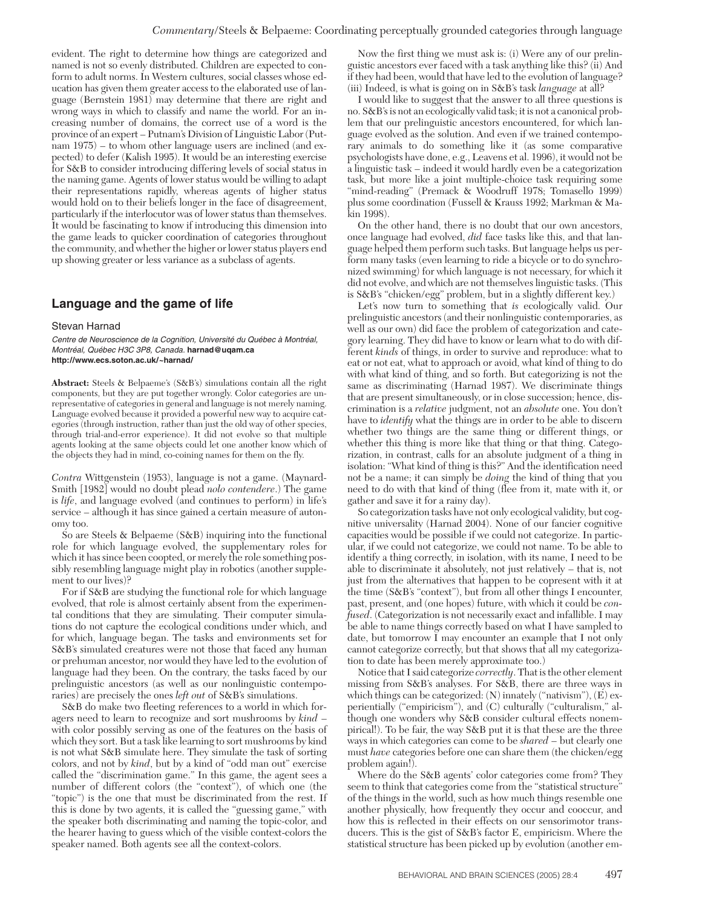evident. The right to determine how things are categorized and named is not so evenly distributed. Children are expected to conform to adult norms. In Western cultures, social classes whose education has given them greater access to the elaborated use of language (Bernstein 1981) may determine that there are right and wrong ways in which to classify and name the world. For an increasing number of domains, the correct use of a word is the province of an expert – Putnam's Division of Linguistic Labor (Putnam 1975) – to whom other language users are inclined (and expected) to defer (Kalish 1995). It would be an interesting exercise for S&B to consider introducing differing levels of social status in the naming game. Agents of lower status would be willing to adapt their representations rapidly, whereas agents of higher status would hold on to their beliefs longer in the face of disagreement, particularly if the interlocutor was of lower status than themselves. It would be fascinating to know if introducing this dimension into the game leads to quicker coordination of categories throughout the community, and whether the higher or lower status players end up showing greater or less variance as a subclass of agents.

## Language and the game of life

Stevan Harnad

*Centre de Neuroscience de la Cognition, Université du Québec à Montréal, Montréal, Québec H3C 3P8, Canada.* **harnad@uqam.ca**
**http://www.ecs.soton.ac.uk/~harnad/**

**Abstract:** Steels & Belpaeme's (S&B's) simulations contain all the right components, but they are put together wrongly. Color categories are unrepresentative of categories in general and language is not merely naming. Language evolved because it provided a powerful new way to acquire categories (through instruction, rather than just the old way of other species, through trial-and-error experience). It did not evolve so that multiple agents looking at the same objects could let one another know which of the objects they had in mind, co-coining names for them on the fly.

*Contra* Wittgenstein (1953), language is not a game. (Maynard-Smith [1982] would no doubt plead *nolo contendere*.) The game is *life*, and language evolved (and continues to perform) in life's service – although it has since gained a certain measure of autonomy too.

So are Steels & Belpaeme (S&B) inquiring into the functional role for which language evolved, the supplementary roles for which it has since been coopted, or merely the role something possibly resembling language might play in robotics (another supplement to our lives)?

For if S&B are studying the functional role for which language evolved, that role is almost certainly absent from the experimental conditions that they are simulating. Their computer simulations do not capture the ecological conditions under which, and for which, language began. The tasks and environments set for S&B's simulated creatures were not those that faced any human or prehuman ancestor, nor would they have led to the evolution of language had they been. On the contrary, the tasks faced by our prelinguistic ancestors (as well as our nonlinguistic contemporaries) are precisely the ones *left out* of S&B's simulations.

S&B do make two fleeting references to a world in which foragers need to learn to recognize and sort mushrooms by *kind* – with color possibly serving as one of the features on the basis of which they sort. But a task like learning to sort mushrooms by kind is not what S&B simulate here. They simulate the task of sorting colors, and not by *kind*, but by a kind of "odd man out" exercise called the "discrimination game." In this game, the agent sees a number of different colors (the "context"), of which one (the "topic") is the one that must be discriminated from the rest. If this is done by two agents, it is called the "guessing game," with the speaker both discriminating and naming the topic-color, and the hearer having to guess which of the visible context-colors the speaker named. Both agents see all the context-colors.

Now the first thing we must ask is: (i) Were any of our prelinguistic ancestors ever faced with a task anything like this? (ii) And if they had been, would that have led to the evolution of language? (iii) Indeed, is what is going on in S&B's task *language* at all?

I would like to suggest that the answer to all three questions is no. S&B's is not an ecologically valid task; it is not a canonical problem that our prelinguistic ancestors encountered, for which language evolved as the solution. And even if we trained contemporary animals to do something like it (as some comparative psychologists have done, e.g., Leavens et al. 1996), it would not be a linguistic task – indeed it would hardly even be a categorization task, but more like a joint multiple-choice task requiring some "mind-reading" (Premack & Woodruff 1978; Tomasello 1999) plus some coordination (Fussell & Krauss 1992; Markman & Makin 1998).

On the other hand, there is no doubt that our own ancestors, once language had evolved, *did* face tasks like this, and that language helped them perform such tasks. But language helps us perform many tasks (even learning to ride a bicycle or to do synchronized swimming) for which language is not necessary, for which it did not evolve, and which are not themselves linguistic tasks. (This is S&B's "chicken/egg" problem, but in a slightly different key.)

Let's now turn to something that *is* ecologically valid. Our prelinguistic ancestors (and their nonlinguistic contemporaries, as well as our own) did face the problem of categorization and category learning. They did have to know or learn what to do with different *kinds* of things, in order to survive and reproduce: what to eat or not eat, what to approach or avoid, what kind of thing to do with what kind of thing, and so forth. But categorizing is not the same as discriminating (Harnad 1987). We discriminate things that are present simultaneously, or in close succession; hence, discrimination is a *relative* judgment, not an *absolute* one. You don't have to *identify* what the things are in order to be able to discern whether two things are the same thing or different things, or whether this thing is more like that thing or that thing. Categorization, in contrast, calls for an absolute judgment of a thing in isolation: "What kind of thing is this?" And the identification need not be a name; it can simply be *doing* the kind of thing that you need to do with that kind of thing (flee from it, mate with it, or gather and save it for a rainy day).

So categorization tasks have not only ecological validity, but cognitive universality (Harnad 2004). None of our fancier cognitive capacities would be possible if we could not categorize. In particular, if we could not categorize, we could not name. To be able to identify a thing correctly, in isolation, with its name, I need to be able to discriminate it absolutely, not just relatively – that is, not just from the alternatives that happen to be copresent with it at the time (S&B's "context"), but from all other things I encounter, past, present, and (one hopes) future, with which it could be *confused*. (Categorization is not necessarily exact and infallible. I may be able to name things correctly based on what I have sampled to date, but tomorrow I may encounter an example that I not only cannot categorize correctly, but that shows that all my categorization to date has been merely approximate too.)

Notice that I said categorize *correctly*. That is the other element missing from S&B's analyses. For S&B, there are three ways in which things can be categorized: (N) innately ("nativism"), (E) experientially ("empiricism"), and (C) culturally ("culturalism," although one wonders why S&B consider cultural effects nonempirical!). To be fair, the way S&B put it is that these are the three ways in which categories can come to be *shared* – but clearly one must *have* categories before one can share them (the chicken/egg problem again!).

Where do the S&B agents' color categories come from? They seem to think that categories come from the "statistical structure" of the things in the world, such as how much things resemble one another physically, how frequently they occur and cooccur, and how this is reflected in their effects on our sensorimotor transducers. This is the gist of S&B's factor E, empiricism. Where the statistical structure has been picked up by evolution (another em-